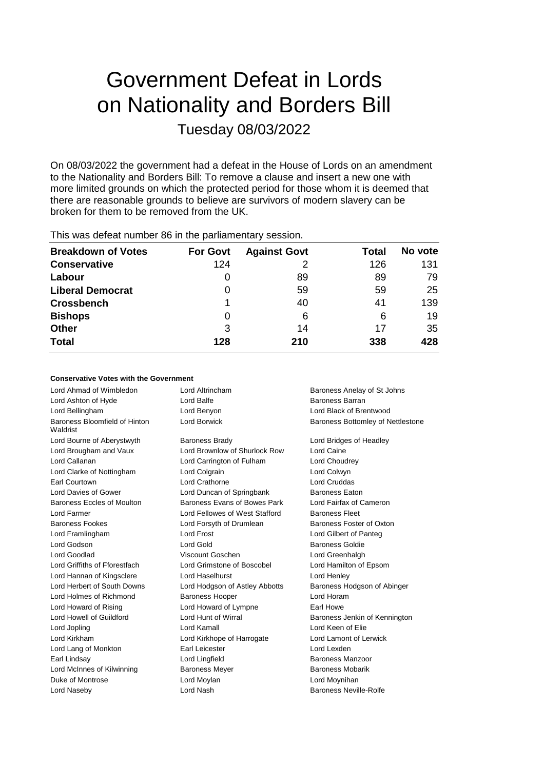# Government Defeat in Lords on Nationality and Borders Bill

Tuesday 08/03/2022

On 08/03/2022 the government had a defeat in the House of Lords on an amendment to the Nationality and Borders Bill: To remove a clause and insert a new one with more limited grounds on which the protected period for those whom it is deemed that there are reasonable grounds to believe are survivors of modern slavery can be broken for them to be removed from the UK.

This was defeat number 86 in the parliamentary session.

| Breakdown of Votes | For Govt | Against Govt | Total | No vote |
|---|---|---|---|---|
| **Conservative** | 124 | 2 | 126 | 131 |
| **Labour** | 0 | 89 | 89 | 79 |
| **Liberal Democrat** | 0 | 59 | 59 | 25 |
| **Crossbench** | 1 | 40 | 41 | 139 |
| **Bishops** | 0 | 6 | 6 | 19 |
| **Other** | 3 | 14 | 17 | 35 |
| **Total** | **128** | **210** | **338** | **428** |

#### Conservative Votes with the Government

| | | |
|---|---|---|
| Lord Ahmad of Wimbledon | Lord Altrincham | Baroness Anelay of St Johns |
| Lord Ashton of Hyde | Lord Balfe | Baroness Barran |
| Lord Bellingham | Lord Benyon | Lord Black of Brentwood |
| Baroness Bloomfield of Hinton Waldrist | Lord Borwick | Baroness Bottomley of Nettlestone |
| Lord Bourne of Aberystwyth | Baroness Brady | Lord Bridges of Headley |
| Lord Brougham and Vaux | Lord Brownlow of Shurlock Row | Lord Caine |
| Lord Callanan | Lord Carrington of Fulham | Lord Choudrey |
| Lord Clarke of Nottingham | Lord Colgrain | Lord Colwyn |
| Earl Courtown | Lord Crathorne | Lord Cruddas |
| Lord Davies of Gower | Lord Duncan of Springbank | Baroness Eaton |
| Baroness Eccles of Moulton | Baroness Evans of Bowes Park | Lord Fairfax of Cameron |
| Lord Farmer | Lord Fellowes of West Stafford | Baroness Fleet |
| Baroness Fookes | Lord Forsyth of Drumlean | Baroness Foster of Oxton |
| Lord Framlingham | Lord Frost | Lord Gilbert of Panteg |
| Lord Godson | Lord Gold | Baroness Goldie |
| Lord Goodlad | Viscount Goschen | Lord Greenhalgh |
| Lord Griffiths of Fforestfach | Lord Grimstone of Boscobel | Lord Hamilton of Epsom |
| Lord Hannan of Kingsclere | Lord Haselhurst | Lord Henley |
| Lord Herbert of South Downs | Lord Hodgson of Astley Abbotts | Baroness Hodgson of Abinger |
| Lord Holmes of Richmond | Baroness Hooper | Lord Horam |
| Lord Howard of Rising | Lord Howard of Lympne | Earl Howe |
| Lord Howell of Guildford | Lord Hunt of Wirral | Baroness Jenkin of Kennington |
| Lord Jopling | Lord Kamall | Lord Keen of Elie |
| Lord Kirkham | Lord Kirkhope of Harrogate | Lord Lamont of Lerwick |
| Lord Lang of Monkton | Earl Leicester | Lord Lexden |
| Earl Lindsay | Lord Lingfield | Baroness Manzoor |
| Lord McInnes of Kilwinning | Baroness Meyer | Baroness Mobarik |
| Duke of Montrose | Lord Moylan | Lord Moynihan |
| Lord Naseby | Lord Nash | Baroness Neville-Rolfe |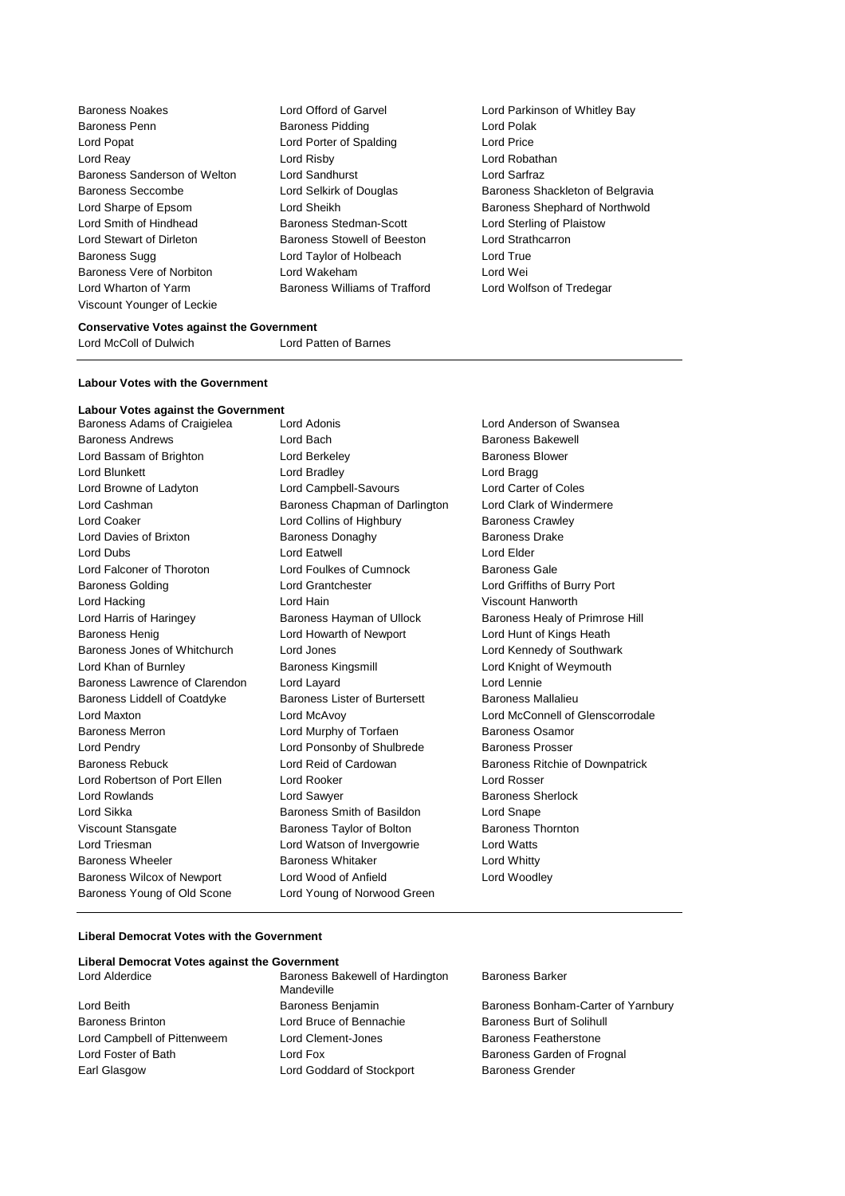Baroness Noakes
Lord Offord of Garvel
Lord Parkinson of Whitley Bay
Baroness Penn
Baroness Pidding
Lord Polak
Lord Popat
Lord Porter of Spalding
Lord Price
Lord Reay
Lord Risby
Lord Robathan
Baroness Sanderson of Welton
Lord Sandhurst
Lord Sarfraz
Baroness Seccombe
Lord Selkirk of Douglas
Baroness Shackleton of Belgravia
Lord Sharpe of Epsom
Lord Sheikh
Baroness Shephard of Northwold
Lord Smith of Hindhead
Baroness Stedman-Scott
Lord Sterling of Plaistow
Lord Stewart of Dirleton
Baroness Stowell of Beeston
Lord Strathcarron
Baroness Sugg
Lord Taylor of Holbeach
Lord True
Baroness Vere of Norbiton
Lord Wakeham
Lord Wei
Lord Wharton of Yarm
Baroness Williams of Trafford
Lord Wolfson of Tredegar
Viscount Younger of Leckie

**Conservative Votes against the Government**

Lord McColl of Dulwich
Lord Patten of Barnes

---

**Labour Votes with the Government**

**Labour Votes against the Government**

Baroness Adams of Craigielea
Lord Adonis
Lord Anderson of Swansea
Baroness Andrews
Lord Bach
Baroness Bakewell
Lord Bassam of Brighton
Lord Berkeley
Baroness Blower
Lord Blunkett
Lord Bradley
Lord Bragg
Lord Browne of Ladyton
Lord Campbell-Savours
Lord Carter of Coles
Lord Cashman
Baroness Chapman of Darlington
Lord Clark of Windermere
Lord Coaker
Lord Collins of Highbury
Baroness Crawley
Lord Davies of Brixton
Baroness Donaghy
Baroness Drake
Lord Dubs
Lord Eatwell
Lord Elder
Lord Falconer of Thoroton
Lord Foulkes of Cumnock
Baroness Gale
Baroness Golding
Lord Grantchester
Lord Griffiths of Burry Port
Lord Hacking
Lord Hain
Viscount Hanworth
Lord Harris of Haringey
Baroness Hayman of Ullock
Baroness Healy of Primrose Hill
Baroness Henig
Lord Howarth of Newport
Lord Hunt of Kings Heath
Baroness Jones of Whitchurch
Lord Jones
Lord Kennedy of Southwark
Lord Khan of Burnley
Baroness Kingsmill
Lord Knight of Weymouth
Baroness Lawrence of Clarendon
Lord Layard
Lord Lennie
Baroness Liddell of Coatdyke
Baroness Lister of Burtersett
Baroness Mallalieu
Lord Maxton
Lord McAvoy
Lord McConnell of Glenscorrodale
Baroness Merron
Lord Murphy of Torfaen
Baroness Osamor
Lord Pendry
Lord Ponsonby of Shulbrede
Baroness Prosser
Baroness Rebuck
Lord Reid of Cardowan
Baroness Ritchie of Downpatrick
Lord Robertson of Port Ellen
Lord Rooker
Lord Rosser
Lord Rowlands
Lord Sawyer
Baroness Sherlock
Lord Sikka
Baroness Smith of Basildon
Lord Snape
Viscount Stansgate
Baroness Taylor of Bolton
Baroness Thornton
Lord Triesman
Lord Watson of Invergowrie
Lord Watts
Baroness Wheeler
Baroness Whitaker
Lord Whitty
Baroness Wilcox of Newport
Lord Wood of Anfield
Lord Woodley
Baroness Young of Old Scone
Lord Young of Norwood Green

---

**Liberal Democrat Votes with the Government**

**Liberal Democrat Votes against the Government**

Lord Alderdice
Baroness Bakewell of Hardington Mandeville
Baroness Barker
Lord Beith
Baroness Benjamin
Baroness Bonham-Carter of Yarnbury
Baroness Brinton
Lord Bruce of Bennachie
Baroness Burt of Solihull
Lord Campbell of Pittenweem
Lord Clement-Jones
Baroness Featherstone
Lord Foster of Bath
Lord Fox
Baroness Garden of Frognal
Earl Glasgow
Lord Goddard of Stockport
Baroness Grender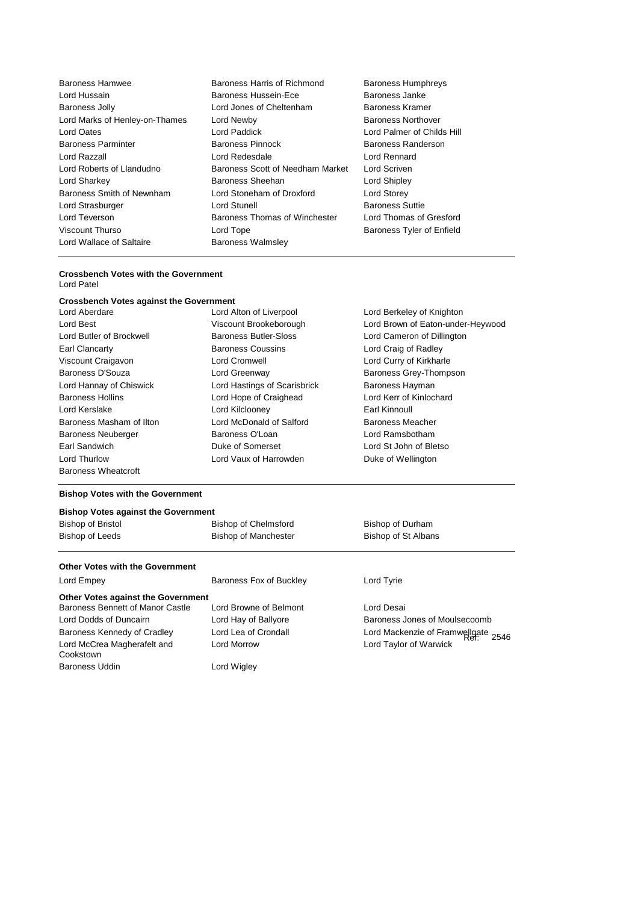Baroness Hamwee
Baroness Harris of Richmond
Baroness Humphreys
Lord Hussain
Baroness Hussein-Ece
Baroness Janke
Baroness Jolly
Lord Jones of Cheltenham
Baroness Kramer
Lord Marks of Henley-on-Thames
Lord Newby
Baroness Northover
Lord Oates
Lord Paddick
Lord Palmer of Childs Hill
Baroness Parminter
Baroness Pinnock
Baroness Randerson
Lord Razzall
Lord Redesdale
Lord Rennard
Lord Roberts of Llandudno
Baroness Scott of Needham Market
Lord Scriven
Lord Sharkey
Baroness Sheehan
Lord Shipley
Baroness Smith of Newnham
Lord Stoneham of Droxford
Lord Storey
Lord Strasburger
Lord Stunell
Baroness Suttie
Lord Teverson
Baroness Thomas of Winchester
Lord Thomas of Gresford
Viscount Thurso
Lord Tope
Baroness Tyler of Enfield
Lord Wallace of Saltaire
Baroness Walmsley

**Crossbench Votes with the Government**

Lord Patel

**Crossbench Votes against the Government**

Lord Aberdare
Lord Alton of Liverpool
Lord Berkeley of Knighton
Lord Best
Viscount Brookeborough
Lord Brown of Eaton-under-Heywood
Lord Butler of Brockwell
Baroness Butler-Sloss
Lord Cameron of Dillington
Earl Clancarty
Baroness Coussins
Lord Craig of Radley
Viscount Craigavon
Lord Cromwell
Lord Curry of Kirkharle
Baroness D'Souza
Lord Greenway
Baroness Grey-Thompson
Lord Hannay of Chiswick
Lord Hastings of Scarisbrick
Baroness Hayman
Baroness Hollins
Lord Hope of Craighead
Lord Kerr of Kinlochard
Lord Kerslake
Lord Kilclooney
Earl Kinnoull
Baroness Masham of Ilton
Lord McDonald of Salford
Baroness Meacher
Baroness Neuberger
Baroness O'Loan
Lord Ramsbotham
Earl Sandwich
Duke of Somerset
Lord St John of Bletso
Lord Thurlow
Lord Vaux of Harrowden
Duke of Wellington
Baroness Wheatcroft

**Bishop Votes with the Government**

**Bishop Votes against the Government**

Bishop of Bristol
Bishop of Chelmsford
Bishop of Durham
Bishop of Leeds
Bishop of Manchester
Bishop of St Albans

**Other Votes with the Government**

Lord Empey
Baroness Fox of Buckley
Lord Tyrie

**Other Votes against the Government**

Baroness Bennett of Manor Castle
Lord Browne of Belmont
Lord Desai
Lord Dodds of Duncairn
Lord Hay of Ballyore
Baroness Jones of Moulsecoomb
Baroness Kennedy of Cradley
Lord Lea of Crondall
Lord Mackenzie of Framwellgate
Lord McCrea Magherafelt and Cookstown
Lord Morrow
Lord Taylor of Warwick
Baroness Uddin
Lord Wigley

Ref: 2546